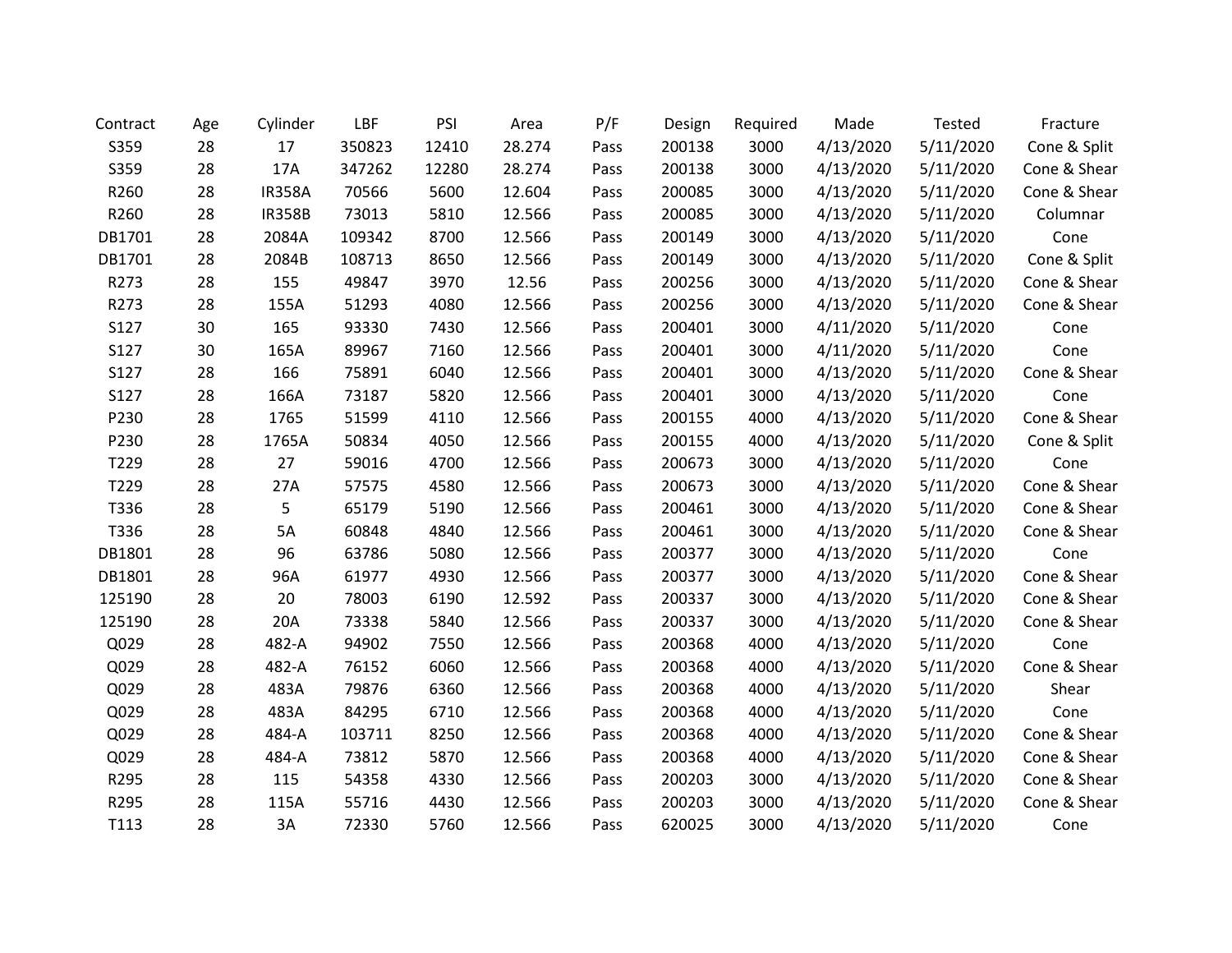| Contract | Age | Cylinder | LBF | PSI | Area | P/F | Design | Required | Made | Tested | Fracture |
|---|---|---|---|---|---|---|---|---|---|---|---|
| S359 | 28 | 17 | 350823 | 12410 | 28.274 | Pass | 200138 | 3000 | 4/13/2020 | 5/11/2020 | Cone & Split |
| S359 | 28 | 17A | 347262 | 12280 | 28.274 | Pass | 200138 | 3000 | 4/13/2020 | 5/11/2020 | Cone & Shear |
| R260 | 28 | IR358A | 70566 | 5600 | 12.604 | Pass | 200085 | 3000 | 4/13/2020 | 5/11/2020 | Cone & Shear |
| R260 | 28 | IR358B | 73013 | 5810 | 12.566 | Pass | 200085 | 3000 | 4/13/2020 | 5/11/2020 | Columnar |
| DB1701 | 28 | 2084A | 109342 | 8700 | 12.566 | Pass | 200149 | 3000 | 4/13/2020 | 5/11/2020 | Cone |
| DB1701 | 28 | 2084B | 108713 | 8650 | 12.566 | Pass | 200149 | 3000 | 4/13/2020 | 5/11/2020 | Cone & Split |
| R273 | 28 | 155 | 49847 | 3970 | 12.56 | Pass | 200256 | 3000 | 4/13/2020 | 5/11/2020 | Cone & Shear |
| R273 | 28 | 155A | 51293 | 4080 | 12.566 | Pass | 200256 | 3000 | 4/13/2020 | 5/11/2020 | Cone & Shear |
| S127 | 30 | 165 | 93330 | 7430 | 12.566 | Pass | 200401 | 3000 | 4/11/2020 | 5/11/2020 | Cone |
| S127 | 30 | 165A | 89967 | 7160 | 12.566 | Pass | 200401 | 3000 | 4/11/2020 | 5/11/2020 | Cone |
| S127 | 28 | 166 | 75891 | 6040 | 12.566 | Pass | 200401 | 3000 | 4/13/2020 | 5/11/2020 | Cone & Shear |
| S127 | 28 | 166A | 73187 | 5820 | 12.566 | Pass | 200401 | 3000 | 4/13/2020 | 5/11/2020 | Cone |
| P230 | 28 | 1765 | 51599 | 4110 | 12.566 | Pass | 200155 | 4000 | 4/13/2020 | 5/11/2020 | Cone & Shear |
| P230 | 28 | 1765A | 50834 | 4050 | 12.566 | Pass | 200155 | 4000 | 4/13/2020 | 5/11/2020 | Cone & Split |
| T229 | 28 | 27 | 59016 | 4700 | 12.566 | Pass | 200673 | 3000 | 4/13/2020 | 5/11/2020 | Cone |
| T229 | 28 | 27A | 57575 | 4580 | 12.566 | Pass | 200673 | 3000 | 4/13/2020 | 5/11/2020 | Cone & Shear |
| T336 | 28 | 5 | 65179 | 5190 | 12.566 | Pass | 200461 | 3000 | 4/13/2020 | 5/11/2020 | Cone & Shear |
| T336 | 28 | 5A | 60848 | 4840 | 12.566 | Pass | 200461 | 3000 | 4/13/2020 | 5/11/2020 | Cone & Shear |
| DB1801 | 28 | 96 | 63786 | 5080 | 12.566 | Pass | 200377 | 3000 | 4/13/2020 | 5/11/2020 | Cone |
| DB1801 | 28 | 96A | 61977 | 4930 | 12.566 | Pass | 200377 | 3000 | 4/13/2020 | 5/11/2020 | Cone & Shear |
| 125190 | 28 | 20 | 78003 | 6190 | 12.592 | Pass | 200337 | 3000 | 4/13/2020 | 5/11/2020 | Cone & Shear |
| 125190 | 28 | 20A | 73338 | 5840 | 12.566 | Pass | 200337 | 3000 | 4/13/2020 | 5/11/2020 | Cone & Shear |
| Q029 | 28 | 482-A | 94902 | 7550 | 12.566 | Pass | 200368 | 4000 | 4/13/2020 | 5/11/2020 | Cone |
| Q029 | 28 | 482-A | 76152 | 6060 | 12.566 | Pass | 200368 | 4000 | 4/13/2020 | 5/11/2020 | Cone & Shear |
| Q029 | 28 | 483A | 79876 | 6360 | 12.566 | Pass | 200368 | 4000 | 4/13/2020 | 5/11/2020 | Shear |
| Q029 | 28 | 483A | 84295 | 6710 | 12.566 | Pass | 200368 | 4000 | 4/13/2020 | 5/11/2020 | Cone |
| Q029 | 28 | 484-A | 103711 | 8250 | 12.566 | Pass | 200368 | 4000 | 4/13/2020 | 5/11/2020 | Cone & Shear |
| Q029 | 28 | 484-A | 73812 | 5870 | 12.566 | Pass | 200368 | 4000 | 4/13/2020 | 5/11/2020 | Cone & Shear |
| R295 | 28 | 115 | 54358 | 4330 | 12.566 | Pass | 200203 | 3000 | 4/13/2020 | 5/11/2020 | Cone & Shear |
| R295 | 28 | 115A | 55716 | 4430 | 12.566 | Pass | 200203 | 3000 | 4/13/2020 | 5/11/2020 | Cone & Shear |
| T113 | 28 | 3A | 72330 | 5760 | 12.566 | Pass | 620025 | 3000 | 4/13/2020 | 5/11/2020 | Cone |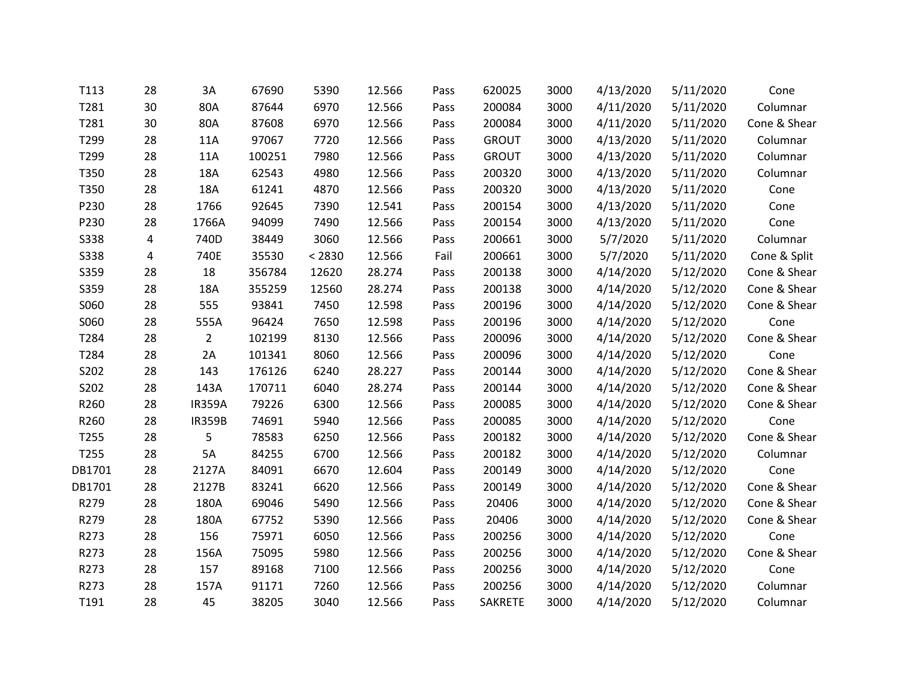| | | | | | | | | | | | |
|---|---|---|---|---|---|---|---|---|---|---|---|
| T113 | 28 | 3A | 67690 | 5390 | 12.566 | Pass | 620025 | 3000 | 4/13/2020 | 5/11/2020 | Cone |
| T281 | 30 | 80A | 87644 | 6970 | 12.566 | Pass | 200084 | 3000 | 4/11/2020 | 5/11/2020 | Columnar |
| T281 | 30 | 80A | 87608 | 6970 | 12.566 | Pass | 200084 | 3000 | 4/11/2020 | 5/11/2020 | Cone & Shear |
| T299 | 28 | 11A | 97067 | 7720 | 12.566 | Pass | GROUT | 3000 | 4/13/2020 | 5/11/2020 | Columnar |
| T299 | 28 | 11A | 100251 | 7980 | 12.566 | Pass | GROUT | 3000 | 4/13/2020 | 5/11/2020 | Columnar |
| T350 | 28 | 18A | 62543 | 4980 | 12.566 | Pass | 200320 | 3000 | 4/13/2020 | 5/11/2020 | Columnar |
| T350 | 28 | 18A | 61241 | 4870 | 12.566 | Pass | 200320 | 3000 | 4/13/2020 | 5/11/2020 | Cone |
| P230 | 28 | 1766 | 92645 | 7390 | 12.541 | Pass | 200154 | 3000 | 4/13/2020 | 5/11/2020 | Cone |
| P230 | 28 | 1766A | 94099 | 7490 | 12.566 | Pass | 200154 | 3000 | 4/13/2020 | 5/11/2020 | Cone |
| S338 | 4 | 740D | 38449 | 3060 | 12.566 | Pass | 200661 | 3000 | 5/7/2020 | 5/11/2020 | Columnar |
| S338 | 4 | 740E | 35530 | < 2830 | 12.566 | Fail | 200661 | 3000 | 5/7/2020 | 5/11/2020 | Cone & Split |
| S359 | 28 | 18 | 356784 | 12620 | 28.274 | Pass | 200138 | 3000 | 4/14/2020 | 5/12/2020 | Cone & Shear |
| S359 | 28 | 18A | 355259 | 12560 | 28.274 | Pass | 200138 | 3000 | 4/14/2020 | 5/12/2020 | Cone & Shear |
| S060 | 28 | 555 | 93841 | 7450 | 12.598 | Pass | 200196 | 3000 | 4/14/2020 | 5/12/2020 | Cone & Shear |
| S060 | 28 | 555A | 96424 | 7650 | 12.598 | Pass | 200196 | 3000 | 4/14/2020 | 5/12/2020 | Cone |
| T284 | 28 | 2 | 102199 | 8130 | 12.566 | Pass | 200096 | 3000 | 4/14/2020 | 5/12/2020 | Cone & Shear |
| T284 | 28 | 2A | 101341 | 8060 | 12.566 | Pass | 200096 | 3000 | 4/14/2020 | 5/12/2020 | Cone |
| S202 | 28 | 143 | 176126 | 6240 | 28.227 | Pass | 200144 | 3000 | 4/14/2020 | 5/12/2020 | Cone & Shear |
| S202 | 28 | 143A | 170711 | 6040 | 28.274 | Pass | 200144 | 3000 | 4/14/2020 | 5/12/2020 | Cone & Shear |
| R260 | 28 | IR359A | 79226 | 6300 | 12.566 | Pass | 200085 | 3000 | 4/14/2020 | 5/12/2020 | Cone & Shear |
| R260 | 28 | IR359B | 74691 | 5940 | 12.566 | Pass | 200085 | 3000 | 4/14/2020 | 5/12/2020 | Cone |
| T255 | 28 | 5 | 78583 | 6250 | 12.566 | Pass | 200182 | 3000 | 4/14/2020 | 5/12/2020 | Cone & Shear |
| T255 | 28 | 5A | 84255 | 6700 | 12.566 | Pass | 200182 | 3000 | 4/14/2020 | 5/12/2020 | Columnar |
| DB1701 | 28 | 2127A | 84091 | 6670 | 12.604 | Pass | 200149 | 3000 | 4/14/2020 | 5/12/2020 | Cone |
| DB1701 | 28 | 2127B | 83241 | 6620 | 12.566 | Pass | 200149 | 3000 | 4/14/2020 | 5/12/2020 | Cone & Shear |
| R279 | 28 | 180A | 69046 | 5490 | 12.566 | Pass | 20406 | 3000 | 4/14/2020 | 5/12/2020 | Cone & Shear |
| R279 | 28 | 180A | 67752 | 5390 | 12.566 | Pass | 20406 | 3000 | 4/14/2020 | 5/12/2020 | Cone & Shear |
| R273 | 28 | 156 | 75971 | 6050 | 12.566 | Pass | 200256 | 3000 | 4/14/2020 | 5/12/2020 | Cone |
| R273 | 28 | 156A | 75095 | 5980 | 12.566 | Pass | 200256 | 3000 | 4/14/2020 | 5/12/2020 | Cone & Shear |
| R273 | 28 | 157 | 89168 | 7100 | 12.566 | Pass | 200256 | 3000 | 4/14/2020 | 5/12/2020 | Cone |
| R273 | 28 | 157A | 91171 | 7260 | 12.566 | Pass | 200256 | 3000 | 4/14/2020 | 5/12/2020 | Columnar |
| T191 | 28 | 45 | 38205 | 3040 | 12.566 | Pass | SAKRETE | 3000 | 4/14/2020 | 5/12/2020 | Columnar |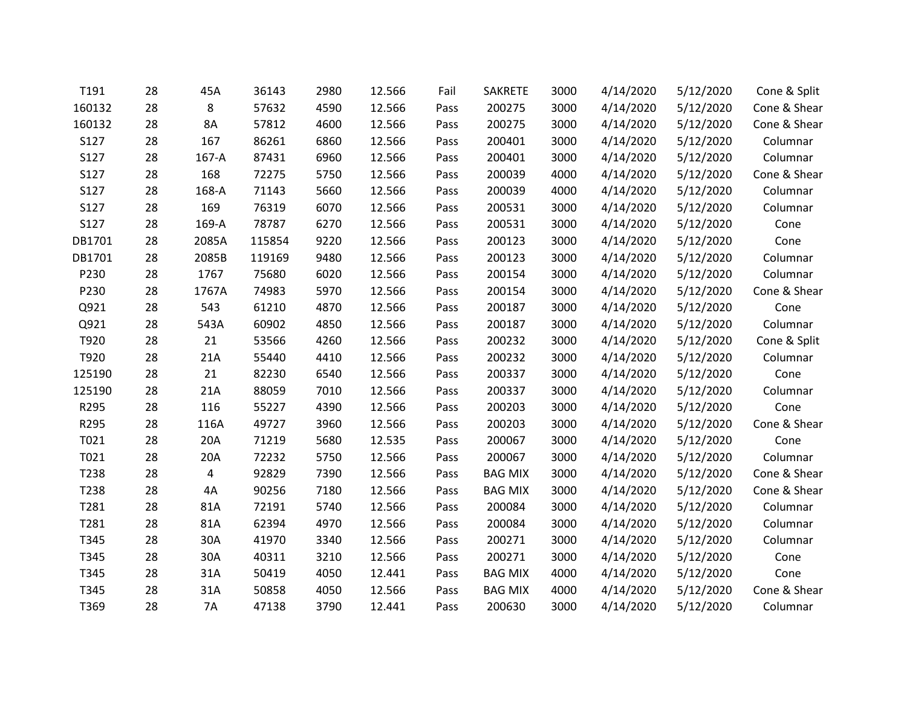| | | | | | | | | | | | |
|---|---|---|---|---|---|---|---|---|---|---|---|
| T191 | 28 | 45A | 36143 | 2980 | 12.566 | Fail | SAKRETE | 3000 | 4/14/2020 | 5/12/2020 | Cone & Split |
| 160132 | 28 | 8 | 57632 | 4590 | 12.566 | Pass | 200275 | 3000 | 4/14/2020 | 5/12/2020 | Cone & Shear |
| 160132 | 28 | 8A | 57812 | 4600 | 12.566 | Pass | 200275 | 3000 | 4/14/2020 | 5/12/2020 | Cone & Shear |
| S127 | 28 | 167 | 86261 | 6860 | 12.566 | Pass | 200401 | 3000 | 4/14/2020 | 5/12/2020 | Columnar |
| S127 | 28 | 167-A | 87431 | 6960 | 12.566 | Pass | 200401 | 3000 | 4/14/2020 | 5/12/2020 | Columnar |
| S127 | 28 | 168 | 72275 | 5750 | 12.566 | Pass | 200039 | 4000 | 4/14/2020 | 5/12/2020 | Cone & Shear |
| S127 | 28 | 168-A | 71143 | 5660 | 12.566 | Pass | 200039 | 4000 | 4/14/2020 | 5/12/2020 | Columnar |
| S127 | 28 | 169 | 76319 | 6070 | 12.566 | Pass | 200531 | 3000 | 4/14/2020 | 5/12/2020 | Columnar |
| S127 | 28 | 169-A | 78787 | 6270 | 12.566 | Pass | 200531 | 3000 | 4/14/2020 | 5/12/2020 | Cone |
| DB1701 | 28 | 2085A | 115854 | 9220 | 12.566 | Pass | 200123 | 3000 | 4/14/2020 | 5/12/2020 | Cone |
| DB1701 | 28 | 2085B | 119169 | 9480 | 12.566 | Pass | 200123 | 3000 | 4/14/2020 | 5/12/2020 | Columnar |
| P230 | 28 | 1767 | 75680 | 6020 | 12.566 | Pass | 200154 | 3000 | 4/14/2020 | 5/12/2020 | Columnar |
| P230 | 28 | 1767A | 74983 | 5970 | 12.566 | Pass | 200154 | 3000 | 4/14/2020 | 5/12/2020 | Cone & Shear |
| Q921 | 28 | 543 | 61210 | 4870 | 12.566 | Pass | 200187 | 3000 | 4/14/2020 | 5/12/2020 | Cone |
| Q921 | 28 | 543A | 60902 | 4850 | 12.566 | Pass | 200187 | 3000 | 4/14/2020 | 5/12/2020 | Columnar |
| T920 | 28 | 21 | 53566 | 4260 | 12.566 | Pass | 200232 | 3000 | 4/14/2020 | 5/12/2020 | Cone & Split |
| T920 | 28 | 21A | 55440 | 4410 | 12.566 | Pass | 200232 | 3000 | 4/14/2020 | 5/12/2020 | Columnar |
| 125190 | 28 | 21 | 82230 | 6540 | 12.566 | Pass | 200337 | 3000 | 4/14/2020 | 5/12/2020 | Cone |
| 125190 | 28 | 21A | 88059 | 7010 | 12.566 | Pass | 200337 | 3000 | 4/14/2020 | 5/12/2020 | Columnar |
| R295 | 28 | 116 | 55227 | 4390 | 12.566 | Pass | 200203 | 3000 | 4/14/2020 | 5/12/2020 | Cone |
| R295 | 28 | 116A | 49727 | 3960 | 12.566 | Pass | 200203 | 3000 | 4/14/2020 | 5/12/2020 | Cone & Shear |
| T021 | 28 | 20A | 71219 | 5680 | 12.535 | Pass | 200067 | 3000 | 4/14/2020 | 5/12/2020 | Cone |
| T021 | 28 | 20A | 72232 | 5750 | 12.566 | Pass | 200067 | 3000 | 4/14/2020 | 5/12/2020 | Columnar |
| T238 | 28 | 4 | 92829 | 7390 | 12.566 | Pass | BAG MIX | 3000 | 4/14/2020 | 5/12/2020 | Cone & Shear |
| T238 | 28 | 4A | 90256 | 7180 | 12.566 | Pass | BAG MIX | 3000 | 4/14/2020 | 5/12/2020 | Cone & Shear |
| T281 | 28 | 81A | 72191 | 5740 | 12.566 | Pass | 200084 | 3000 | 4/14/2020 | 5/12/2020 | Columnar |
| T281 | 28 | 81A | 62394 | 4970 | 12.566 | Pass | 200084 | 3000 | 4/14/2020 | 5/12/2020 | Columnar |
| T345 | 28 | 30A | 41970 | 3340 | 12.566 | Pass | 200271 | 3000 | 4/14/2020 | 5/12/2020 | Columnar |
| T345 | 28 | 30A | 40311 | 3210 | 12.566 | Pass | 200271 | 3000 | 4/14/2020 | 5/12/2020 | Cone |
| T345 | 28 | 31A | 50419 | 4050 | 12.441 | Pass | BAG MIX | 4000 | 4/14/2020 | 5/12/2020 | Cone |
| T345 | 28 | 31A | 50858 | 4050 | 12.566 | Pass | BAG MIX | 4000 | 4/14/2020 | 5/12/2020 | Cone & Shear |
| T369 | 28 | 7A | 47138 | 3790 | 12.441 | Pass | 200630 | 3000 | 4/14/2020 | 5/12/2020 | Columnar |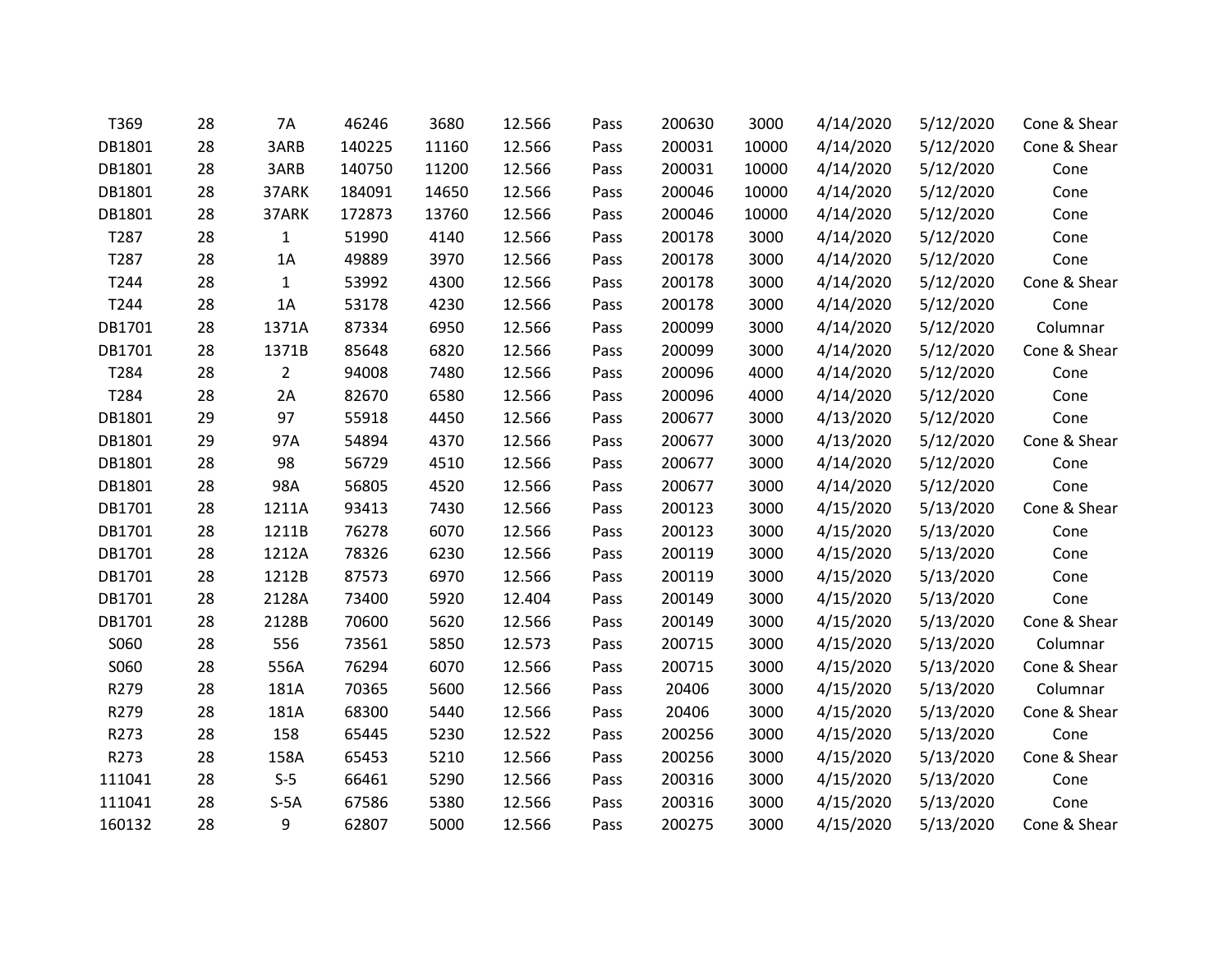| | | | | | | | | | | | |
|---|---|---|---|---|---|---|---|---|---|---|---|
| T369 | 28 | 7A | 46246 | 3680 | 12.566 | Pass | 200630 | 3000 | 4/14/2020 | 5/12/2020 | Cone & Shear |
| DB1801 | 28 | 3ARB | 140225 | 11160 | 12.566 | Pass | 200031 | 10000 | 4/14/2020 | 5/12/2020 | Cone & Shear |
| DB1801 | 28 | 3ARB | 140750 | 11200 | 12.566 | Pass | 200031 | 10000 | 4/14/2020 | 5/12/2020 | Cone |
| DB1801 | 28 | 37ARK | 184091 | 14650 | 12.566 | Pass | 200046 | 10000 | 4/14/2020 | 5/12/2020 | Cone |
| DB1801 | 28 | 37ARK | 172873 | 13760 | 12.566 | Pass | 200046 | 10000 | 4/14/2020 | 5/12/2020 | Cone |
| T287 | 28 | 1 | 51990 | 4140 | 12.566 | Pass | 200178 | 3000 | 4/14/2020 | 5/12/2020 | Cone |
| T287 | 28 | 1A | 49889 | 3970 | 12.566 | Pass | 200178 | 3000 | 4/14/2020 | 5/12/2020 | Cone |
| T244 | 28 | 1 | 53992 | 4300 | 12.566 | Pass | 200178 | 3000 | 4/14/2020 | 5/12/2020 | Cone & Shear |
| T244 | 28 | 1A | 53178 | 4230 | 12.566 | Pass | 200178 | 3000 | 4/14/2020 | 5/12/2020 | Cone |
| DB1701 | 28 | 1371A | 87334 | 6950 | 12.566 | Pass | 200099 | 3000 | 4/14/2020 | 5/12/2020 | Columnar |
| DB1701 | 28 | 1371B | 85648 | 6820 | 12.566 | Pass | 200099 | 3000 | 4/14/2020 | 5/12/2020 | Cone & Shear |
| T284 | 28 | 2 | 94008 | 7480 | 12.566 | Pass | 200096 | 4000 | 4/14/2020 | 5/12/2020 | Cone |
| T284 | 28 | 2A | 82670 | 6580 | 12.566 | Pass | 200096 | 4000 | 4/14/2020 | 5/12/2020 | Cone |
| DB1801 | 29 | 97 | 55918 | 4450 | 12.566 | Pass | 200677 | 3000 | 4/13/2020 | 5/12/2020 | Cone |
| DB1801 | 29 | 97A | 54894 | 4370 | 12.566 | Pass | 200677 | 3000 | 4/13/2020 | 5/12/2020 | Cone & Shear |
| DB1801 | 28 | 98 | 56729 | 4510 | 12.566 | Pass | 200677 | 3000 | 4/14/2020 | 5/12/2020 | Cone |
| DB1801 | 28 | 98A | 56805 | 4520 | 12.566 | Pass | 200677 | 3000 | 4/14/2020 | 5/12/2020 | Cone |
| DB1701 | 28 | 1211A | 93413 | 7430 | 12.566 | Pass | 200123 | 3000 | 4/15/2020 | 5/13/2020 | Cone & Shear |
| DB1701 | 28 | 1211B | 76278 | 6070 | 12.566 | Pass | 200123 | 3000 | 4/15/2020 | 5/13/2020 | Cone |
| DB1701 | 28 | 1212A | 78326 | 6230 | 12.566 | Pass | 200119 | 3000 | 4/15/2020 | 5/13/2020 | Cone |
| DB1701 | 28 | 1212B | 87573 | 6970 | 12.566 | Pass | 200119 | 3000 | 4/15/2020 | 5/13/2020 | Cone |
| DB1701 | 28 | 2128A | 73400 | 5920 | 12.404 | Pass | 200149 | 3000 | 4/15/2020 | 5/13/2020 | Cone |
| DB1701 | 28 | 2128B | 70600 | 5620 | 12.566 | Pass | 200149 | 3000 | 4/15/2020 | 5/13/2020 | Cone & Shear |
| S060 | 28 | 556 | 73561 | 5850 | 12.573 | Pass | 200715 | 3000 | 4/15/2020 | 5/13/2020 | Columnar |
| S060 | 28 | 556A | 76294 | 6070 | 12.566 | Pass | 200715 | 3000 | 4/15/2020 | 5/13/2020 | Cone & Shear |
| R279 | 28 | 181A | 70365 | 5600 | 12.566 | Pass | 20406 | 3000 | 4/15/2020 | 5/13/2020 | Columnar |
| R279 | 28 | 181A | 68300 | 5440 | 12.566 | Pass | 20406 | 3000 | 4/15/2020 | 5/13/2020 | Cone & Shear |
| R273 | 28 | 158 | 65445 | 5230 | 12.522 | Pass | 200256 | 3000 | 4/15/2020 | 5/13/2020 | Cone |
| R273 | 28 | 158A | 65453 | 5210 | 12.566 | Pass | 200256 | 3000 | 4/15/2020 | 5/13/2020 | Cone & Shear |
| 111041 | 28 | S-5 | 66461 | 5290 | 12.566 | Pass | 200316 | 3000 | 4/15/2020 | 5/13/2020 | Cone |
| 111041 | 28 | S-5A | 67586 | 5380 | 12.566 | Pass | 200316 | 3000 | 4/15/2020 | 5/13/2020 | Cone |
| 160132 | 28 | 9 | 62807 | 5000 | 12.566 | Pass | 200275 | 3000 | 4/15/2020 | 5/13/2020 | Cone & Shear |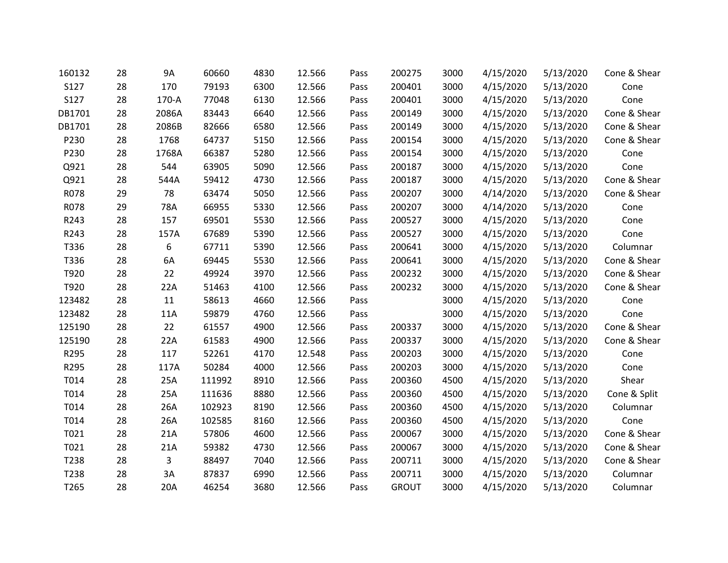| | | | | | | | | | | | |
|---|---|---|---|---|---|---|---|---|---|---|---|
| 160132 | 28 | 9A | 60660 | 4830 | 12.566 | Pass | 200275 | 3000 | 4/15/2020 | 5/13/2020 | Cone & Shear |
| S127 | 28 | 170 | 79193 | 6300 | 12.566 | Pass | 200401 | 3000 | 4/15/2020 | 5/13/2020 | Cone |
| S127 | 28 | 170-A | 77048 | 6130 | 12.566 | Pass | 200401 | 3000 | 4/15/2020 | 5/13/2020 | Cone |
| DB1701 | 28 | 2086A | 83443 | 6640 | 12.566 | Pass | 200149 | 3000 | 4/15/2020 | 5/13/2020 | Cone & Shear |
| DB1701 | 28 | 2086B | 82666 | 6580 | 12.566 | Pass | 200149 | 3000 | 4/15/2020 | 5/13/2020 | Cone & Shear |
| P230 | 28 | 1768 | 64737 | 5150 | 12.566 | Pass | 200154 | 3000 | 4/15/2020 | 5/13/2020 | Cone & Shear |
| P230 | 28 | 1768A | 66387 | 5280 | 12.566 | Pass | 200154 | 3000 | 4/15/2020 | 5/13/2020 | Cone |
| Q921 | 28 | 544 | 63905 | 5090 | 12.566 | Pass | 200187 | 3000 | 4/15/2020 | 5/13/2020 | Cone |
| Q921 | 28 | 544A | 59412 | 4730 | 12.566 | Pass | 200187 | 3000 | 4/15/2020 | 5/13/2020 | Cone & Shear |
| R078 | 29 | 78 | 63474 | 5050 | 12.566 | Pass | 200207 | 3000 | 4/14/2020 | 5/13/2020 | Cone & Shear |
| R078 | 29 | 78A | 66955 | 5330 | 12.566 | Pass | 200207 | 3000 | 4/14/2020 | 5/13/2020 | Cone |
| R243 | 28 | 157 | 69501 | 5530 | 12.566 | Pass | 200527 | 3000 | 4/15/2020 | 5/13/2020 | Cone |
| R243 | 28 | 157A | 67689 | 5390 | 12.566 | Pass | 200527 | 3000 | 4/15/2020 | 5/13/2020 | Cone |
| T336 | 28 | 6 | 67711 | 5390 | 12.566 | Pass | 200641 | 3000 | 4/15/2020 | 5/13/2020 | Columnar |
| T336 | 28 | 6A | 69445 | 5530 | 12.566 | Pass | 200641 | 3000 | 4/15/2020 | 5/13/2020 | Cone & Shear |
| T920 | 28 | 22 | 49924 | 3970 | 12.566 | Pass | 200232 | 3000 | 4/15/2020 | 5/13/2020 | Cone & Shear |
| T920 | 28 | 22A | 51463 | 4100 | 12.566 | Pass | 200232 | 3000 | 4/15/2020 | 5/13/2020 | Cone & Shear |
| 123482 | 28 | 11 | 58613 | 4660 | 12.566 | Pass | | 3000 | 4/15/2020 | 5/13/2020 | Cone |
| 123482 | 28 | 11A | 59879 | 4760 | 12.566 | Pass | | 3000 | 4/15/2020 | 5/13/2020 | Cone |
| 125190 | 28 | 22 | 61557 | 4900 | 12.566 | Pass | 200337 | 3000 | 4/15/2020 | 5/13/2020 | Cone & Shear |
| 125190 | 28 | 22A | 61583 | 4900 | 12.566 | Pass | 200337 | 3000 | 4/15/2020 | 5/13/2020 | Cone & Shear |
| R295 | 28 | 117 | 52261 | 4170 | 12.548 | Pass | 200203 | 3000 | 4/15/2020 | 5/13/2020 | Cone |
| R295 | 28 | 117A | 50284 | 4000 | 12.566 | Pass | 200203 | 3000 | 4/15/2020 | 5/13/2020 | Cone |
| T014 | 28 | 25A | 111992 | 8910 | 12.566 | Pass | 200360 | 4500 | 4/15/2020 | 5/13/2020 | Shear |
| T014 | 28 | 25A | 111636 | 8880 | 12.566 | Pass | 200360 | 4500 | 4/15/2020 | 5/13/2020 | Cone & Split |
| T014 | 28 | 26A | 102923 | 8190 | 12.566 | Pass | 200360 | 4500 | 4/15/2020 | 5/13/2020 | Columnar |
| T014 | 28 | 26A | 102585 | 8160 | 12.566 | Pass | 200360 | 4500 | 4/15/2020 | 5/13/2020 | Cone |
| T021 | 28 | 21A | 57806 | 4600 | 12.566 | Pass | 200067 | 3000 | 4/15/2020 | 5/13/2020 | Cone & Shear |
| T021 | 28 | 21A | 59382 | 4730 | 12.566 | Pass | 200067 | 3000 | 4/15/2020 | 5/13/2020 | Cone & Shear |
| T238 | 28 | 3 | 88497 | 7040 | 12.566 | Pass | 200711 | 3000 | 4/15/2020 | 5/13/2020 | Cone & Shear |
| T238 | 28 | 3A | 87837 | 6990 | 12.566 | Pass | 200711 | 3000 | 4/15/2020 | 5/13/2020 | Columnar |
| T265 | 28 | 20A | 46254 | 3680 | 12.566 | Pass | GROUT | 3000 | 4/15/2020 | 5/13/2020 | Columnar |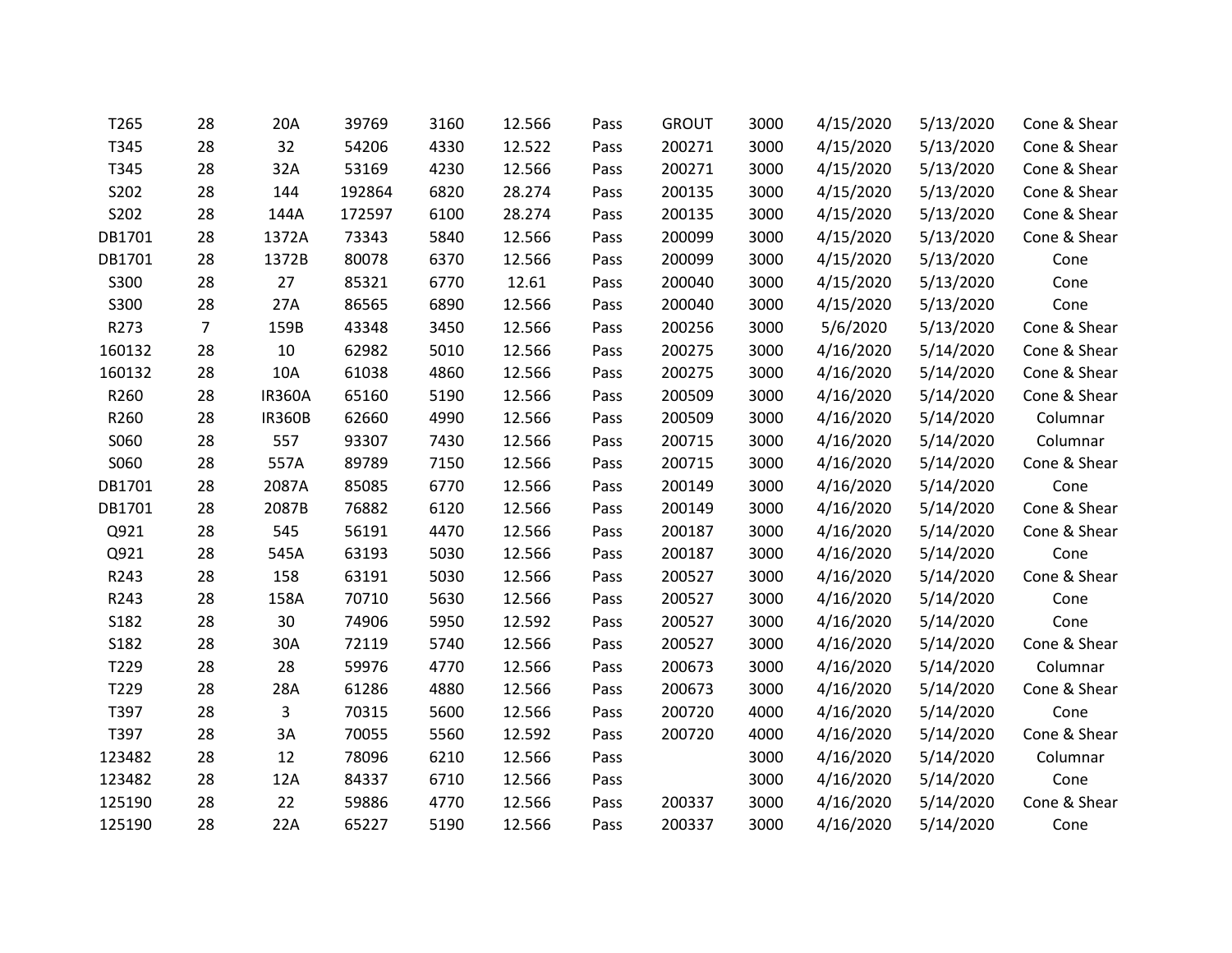| | | | | | | | | | | | |
|---|---|---|---|---|---|---|---|---|---|---|---|
| T265 | 28 | 20A | 39769 | 3160 | 12.566 | Pass | GROUT | 3000 | 4/15/2020 | 5/13/2020 | Cone & Shear |
| T345 | 28 | 32 | 54206 | 4330 | 12.522 | Pass | 200271 | 3000 | 4/15/2020 | 5/13/2020 | Cone & Shear |
| T345 | 28 | 32A | 53169 | 4230 | 12.566 | Pass | 200271 | 3000 | 4/15/2020 | 5/13/2020 | Cone & Shear |
| S202 | 28 | 144 | 192864 | 6820 | 28.274 | Pass | 200135 | 3000 | 4/15/2020 | 5/13/2020 | Cone & Shear |
| S202 | 28 | 144A | 172597 | 6100 | 28.274 | Pass | 200135 | 3000 | 4/15/2020 | 5/13/2020 | Cone & Shear |
| DB1701 | 28 | 1372A | 73343 | 5840 | 12.566 | Pass | 200099 | 3000 | 4/15/2020 | 5/13/2020 | Cone & Shear |
| DB1701 | 28 | 1372B | 80078 | 6370 | 12.566 | Pass | 200099 | 3000 | 4/15/2020 | 5/13/2020 | Cone |
| S300 | 28 | 27 | 85321 | 6770 | 12.61 | Pass | 200040 | 3000 | 4/15/2020 | 5/13/2020 | Cone |
| S300 | 28 | 27A | 86565 | 6890 | 12.566 | Pass | 200040 | 3000 | 4/15/2020 | 5/13/2020 | Cone |
| R273 | 7 | 159B | 43348 | 3450 | 12.566 | Pass | 200256 | 3000 | 5/6/2020 | 5/13/2020 | Cone & Shear |
| 160132 | 28 | 10 | 62982 | 5010 | 12.566 | Pass | 200275 | 3000 | 4/16/2020 | 5/14/2020 | Cone & Shear |
| 160132 | 28 | 10A | 61038 | 4860 | 12.566 | Pass | 200275 | 3000 | 4/16/2020 | 5/14/2020 | Cone & Shear |
| R260 | 28 | IR360A | 65160 | 5190 | 12.566 | Pass | 200509 | 3000 | 4/16/2020 | 5/14/2020 | Cone & Shear |
| R260 | 28 | IR360B | 62660 | 4990 | 12.566 | Pass | 200509 | 3000 | 4/16/2020 | 5/14/2020 | Columnar |
| S060 | 28 | 557 | 93307 | 7430 | 12.566 | Pass | 200715 | 3000 | 4/16/2020 | 5/14/2020 | Columnar |
| S060 | 28 | 557A | 89789 | 7150 | 12.566 | Pass | 200715 | 3000 | 4/16/2020 | 5/14/2020 | Cone & Shear |
| DB1701 | 28 | 2087A | 85085 | 6770 | 12.566 | Pass | 200149 | 3000 | 4/16/2020 | 5/14/2020 | Cone |
| DB1701 | 28 | 2087B | 76882 | 6120 | 12.566 | Pass | 200149 | 3000 | 4/16/2020 | 5/14/2020 | Cone & Shear |
| Q921 | 28 | 545 | 56191 | 4470 | 12.566 | Pass | 200187 | 3000 | 4/16/2020 | 5/14/2020 | Cone & Shear |
| Q921 | 28 | 545A | 63193 | 5030 | 12.566 | Pass | 200187 | 3000 | 4/16/2020 | 5/14/2020 | Cone |
| R243 | 28 | 158 | 63191 | 5030 | 12.566 | Pass | 200527 | 3000 | 4/16/2020 | 5/14/2020 | Cone & Shear |
| R243 | 28 | 158A | 70710 | 5630 | 12.566 | Pass | 200527 | 3000 | 4/16/2020 | 5/14/2020 | Cone |
| S182 | 28 | 30 | 74906 | 5950 | 12.592 | Pass | 200527 | 3000 | 4/16/2020 | 5/14/2020 | Cone |
| S182 | 28 | 30A | 72119 | 5740 | 12.566 | Pass | 200527 | 3000 | 4/16/2020 | 5/14/2020 | Cone & Shear |
| T229 | 28 | 28 | 59976 | 4770 | 12.566 | Pass | 200673 | 3000 | 4/16/2020 | 5/14/2020 | Columnar |
| T229 | 28 | 28A | 61286 | 4880 | 12.566 | Pass | 200673 | 3000 | 4/16/2020 | 5/14/2020 | Cone & Shear |
| T397 | 28 | 3 | 70315 | 5600 | 12.566 | Pass | 200720 | 4000 | 4/16/2020 | 5/14/2020 | Cone |
| T397 | 28 | 3A | 70055 | 5560 | 12.592 | Pass | 200720 | 4000 | 4/16/2020 | 5/14/2020 | Cone & Shear |
| 123482 | 28 | 12 | 78096 | 6210 | 12.566 | Pass | | 3000 | 4/16/2020 | 5/14/2020 | Columnar |
| 123482 | 28 | 12A | 84337 | 6710 | 12.566 | Pass | | 3000 | 4/16/2020 | 5/14/2020 | Cone |
| 125190 | 28 | 22 | 59886 | 4770 | 12.566 | Pass | 200337 | 3000 | 4/16/2020 | 5/14/2020 | Cone & Shear |
| 125190 | 28 | 22A | 65227 | 5190 | 12.566 | Pass | 200337 | 3000 | 4/16/2020 | 5/14/2020 | Cone |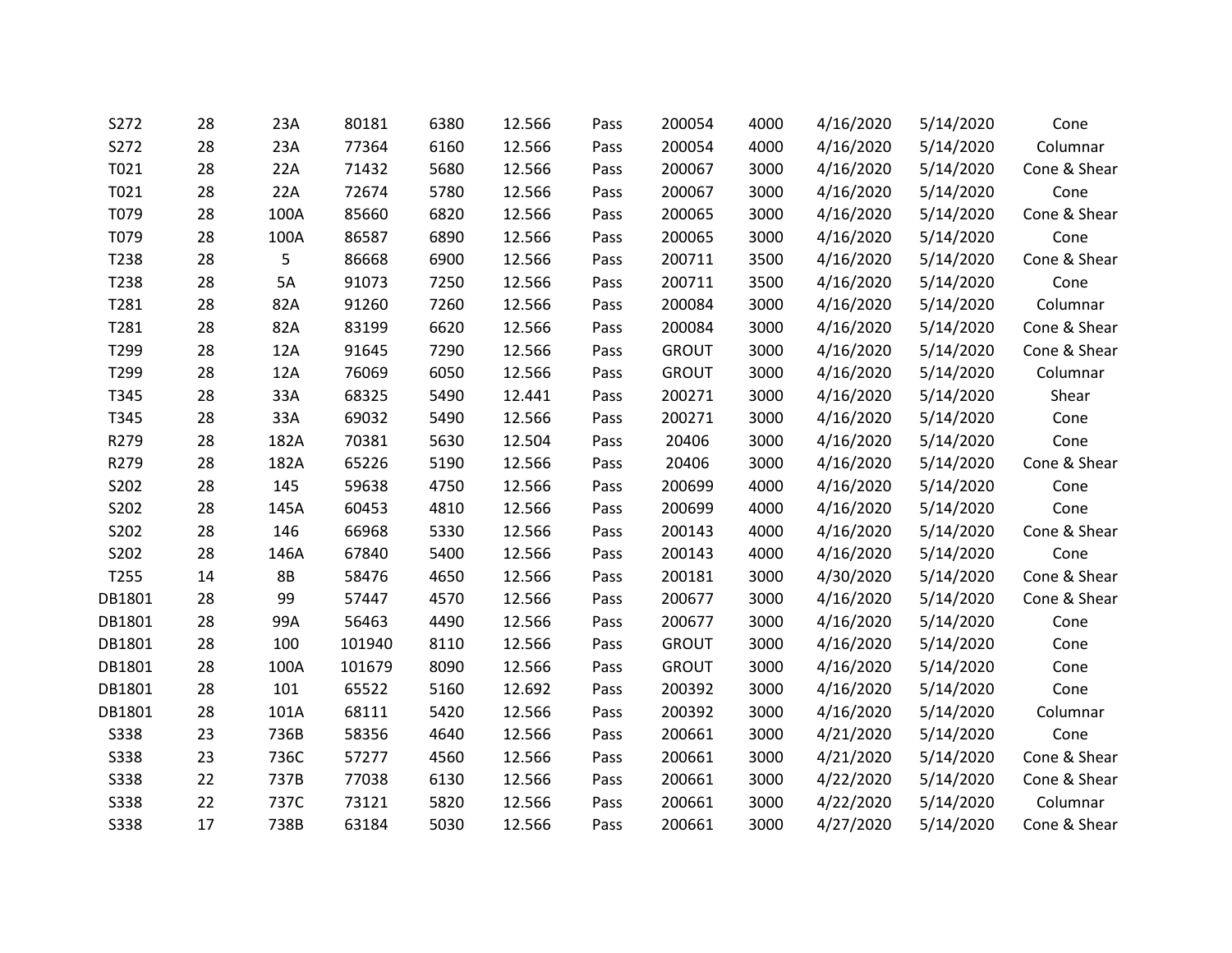| | | | | | | | | | | | |
|---|---|---|---|---|---|---|---|---|---|---|---|
| S272 | 28 | 23A | 80181 | 6380 | 12.566 | Pass | 200054 | 4000 | 4/16/2020 | 5/14/2020 | Cone |
| S272 | 28 | 23A | 77364 | 6160 | 12.566 | Pass | 200054 | 4000 | 4/16/2020 | 5/14/2020 | Columnar |
| T021 | 28 | 22A | 71432 | 5680 | 12.566 | Pass | 200067 | 3000 | 4/16/2020 | 5/14/2020 | Cone & Shear |
| T021 | 28 | 22A | 72674 | 5780 | 12.566 | Pass | 200067 | 3000 | 4/16/2020 | 5/14/2020 | Cone |
| T079 | 28 | 100A | 85660 | 6820 | 12.566 | Pass | 200065 | 3000 | 4/16/2020 | 5/14/2020 | Cone & Shear |
| T079 | 28 | 100A | 86587 | 6890 | 12.566 | Pass | 200065 | 3000 | 4/16/2020 | 5/14/2020 | Cone |
| T238 | 28 | 5 | 86668 | 6900 | 12.566 | Pass | 200711 | 3500 | 4/16/2020 | 5/14/2020 | Cone & Shear |
| T238 | 28 | 5A | 91073 | 7250 | 12.566 | Pass | 200711 | 3500 | 4/16/2020 | 5/14/2020 | Cone |
| T281 | 28 | 82A | 91260 | 7260 | 12.566 | Pass | 200084 | 3000 | 4/16/2020 | 5/14/2020 | Columnar |
| T281 | 28 | 82A | 83199 | 6620 | 12.566 | Pass | 200084 | 3000 | 4/16/2020 | 5/14/2020 | Cone & Shear |
| T299 | 28 | 12A | 91645 | 7290 | 12.566 | Pass | GROUT | 3000 | 4/16/2020 | 5/14/2020 | Cone & Shear |
| T299 | 28 | 12A | 76069 | 6050 | 12.566 | Pass | GROUT | 3000 | 4/16/2020 | 5/14/2020 | Columnar |
| T345 | 28 | 33A | 68325 | 5490 | 12.441 | Pass | 200271 | 3000 | 4/16/2020 | 5/14/2020 | Shear |
| T345 | 28 | 33A | 69032 | 5490 | 12.566 | Pass | 200271 | 3000 | 4/16/2020 | 5/14/2020 | Cone |
| R279 | 28 | 182A | 70381 | 5630 | 12.504 | Pass | 20406 | 3000 | 4/16/2020 | 5/14/2020 | Cone |
| R279 | 28 | 182A | 65226 | 5190 | 12.566 | Pass | 20406 | 3000 | 4/16/2020 | 5/14/2020 | Cone & Shear |
| S202 | 28 | 145 | 59638 | 4750 | 12.566 | Pass | 200699 | 4000 | 4/16/2020 | 5/14/2020 | Cone |
| S202 | 28 | 145A | 60453 | 4810 | 12.566 | Pass | 200699 | 4000 | 4/16/2020 | 5/14/2020 | Cone |
| S202 | 28 | 146 | 66968 | 5330 | 12.566 | Pass | 200143 | 4000 | 4/16/2020 | 5/14/2020 | Cone & Shear |
| S202 | 28 | 146A | 67840 | 5400 | 12.566 | Pass | 200143 | 4000 | 4/16/2020 | 5/14/2020 | Cone |
| T255 | 14 | 8B | 58476 | 4650 | 12.566 | Pass | 200181 | 3000 | 4/30/2020 | 5/14/2020 | Cone & Shear |
| DB1801 | 28 | 99 | 57447 | 4570 | 12.566 | Pass | 200677 | 3000 | 4/16/2020 | 5/14/2020 | Cone & Shear |
| DB1801 | 28 | 99A | 56463 | 4490 | 12.566 | Pass | 200677 | 3000 | 4/16/2020 | 5/14/2020 | Cone |
| DB1801 | 28 | 100 | 101940 | 8110 | 12.566 | Pass | GROUT | 3000 | 4/16/2020 | 5/14/2020 | Cone |
| DB1801 | 28 | 100A | 101679 | 8090 | 12.566 | Pass | GROUT | 3000 | 4/16/2020 | 5/14/2020 | Cone |
| DB1801 | 28 | 101 | 65522 | 5160 | 12.692 | Pass | 200392 | 3000 | 4/16/2020 | 5/14/2020 | Cone |
| DB1801 | 28 | 101A | 68111 | 5420 | 12.566 | Pass | 200392 | 3000 | 4/16/2020 | 5/14/2020 | Columnar |
| S338 | 23 | 736B | 58356 | 4640 | 12.566 | Pass | 200661 | 3000 | 4/21/2020 | 5/14/2020 | Cone |
| S338 | 23 | 736C | 57277 | 4560 | 12.566 | Pass | 200661 | 3000 | 4/21/2020 | 5/14/2020 | Cone & Shear |
| S338 | 22 | 737B | 77038 | 6130 | 12.566 | Pass | 200661 | 3000 | 4/22/2020 | 5/14/2020 | Cone & Shear |
| S338 | 22 | 737C | 73121 | 5820 | 12.566 | Pass | 200661 | 3000 | 4/22/2020 | 5/14/2020 | Columnar |
| S338 | 17 | 738B | 63184 | 5030 | 12.566 | Pass | 200661 | 3000 | 4/27/2020 | 5/14/2020 | Cone & Shear |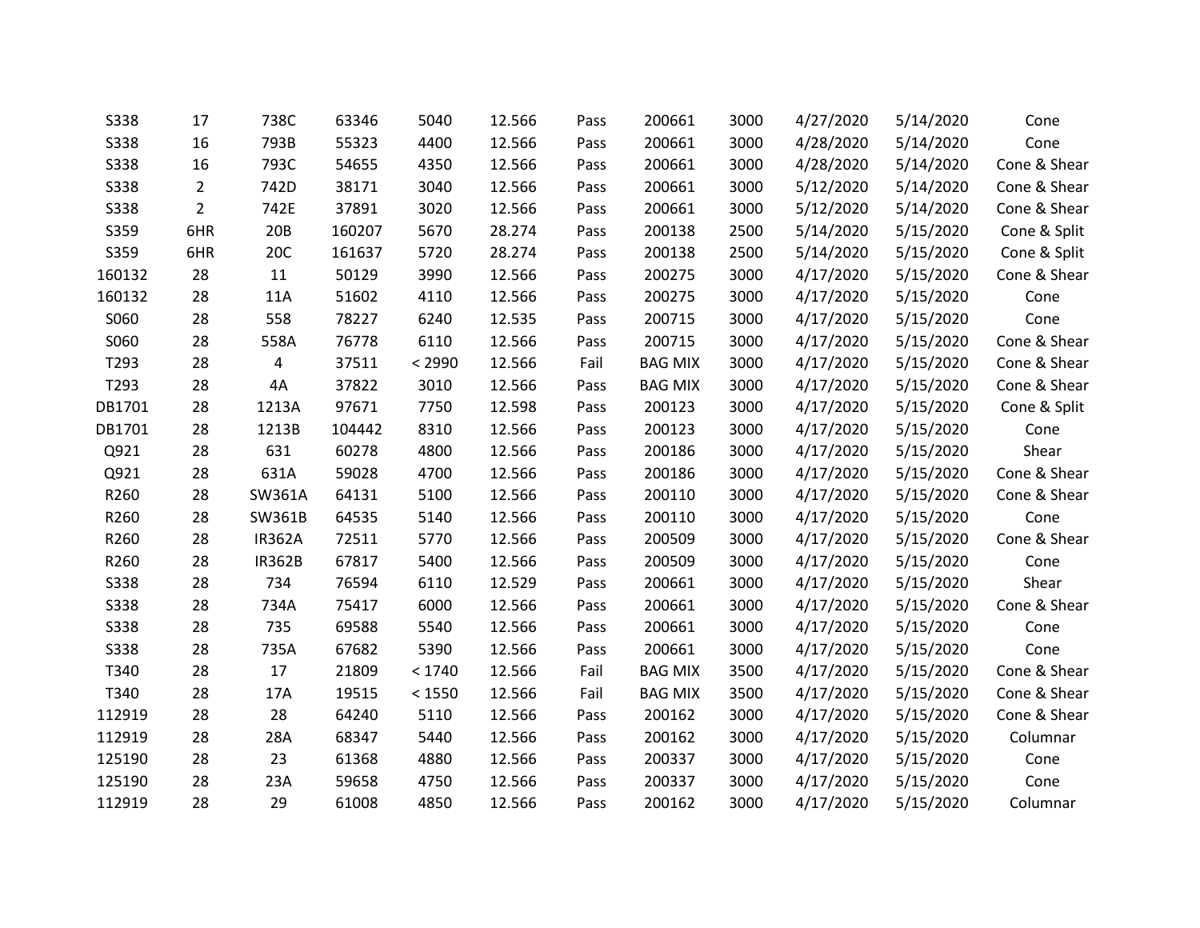| | | | | | | | | | | | |
|---|---|---|---|---|---|---|---|---|---|---|---|
| S338 | 17 | 738C | 63346 | 5040 | 12.566 | Pass | 200661 | 3000 | 4/27/2020 | 5/14/2020 | Cone |
| S338 | 16 | 793B | 55323 | 4400 | 12.566 | Pass | 200661 | 3000 | 4/28/2020 | 5/14/2020 | Cone |
| S338 | 16 | 793C | 54655 | 4350 | 12.566 | Pass | 200661 | 3000 | 4/28/2020 | 5/14/2020 | Cone & Shear |
| S338 | 2 | 742D | 38171 | 3040 | 12.566 | Pass | 200661 | 3000 | 5/12/2020 | 5/14/2020 | Cone & Shear |
| S338 | 2 | 742E | 37891 | 3020 | 12.566 | Pass | 200661 | 3000 | 5/12/2020 | 5/14/2020 | Cone & Shear |
| S359 | 6HR | 20B | 160207 | 5670 | 28.274 | Pass | 200138 | 2500 | 5/14/2020 | 5/15/2020 | Cone & Split |
| S359 | 6HR | 20C | 161637 | 5720 | 28.274 | Pass | 200138 | 2500 | 5/14/2020 | 5/15/2020 | Cone & Split |
| 160132 | 28 | 11 | 50129 | 3990 | 12.566 | Pass | 200275 | 3000 | 4/17/2020 | 5/15/2020 | Cone & Shear |
| 160132 | 28 | 11A | 51602 | 4110 | 12.566 | Pass | 200275 | 3000 | 4/17/2020 | 5/15/2020 | Cone |
| S060 | 28 | 558 | 78227 | 6240 | 12.535 | Pass | 200715 | 3000 | 4/17/2020 | 5/15/2020 | Cone |
| S060 | 28 | 558A | 76778 | 6110 | 12.566 | Pass | 200715 | 3000 | 4/17/2020 | 5/15/2020 | Cone & Shear |
| T293 | 28 | 4 | 37511 | < 2990 | 12.566 | Fail | BAG MIX | 3000 | 4/17/2020 | 5/15/2020 | Cone & Shear |
| T293 | 28 | 4A | 37822 | 3010 | 12.566 | Pass | BAG MIX | 3000 | 4/17/2020 | 5/15/2020 | Cone & Shear |
| DB1701 | 28 | 1213A | 97671 | 7750 | 12.598 | Pass | 200123 | 3000 | 4/17/2020 | 5/15/2020 | Cone & Split |
| DB1701 | 28 | 1213B | 104442 | 8310 | 12.566 | Pass | 200123 | 3000 | 4/17/2020 | 5/15/2020 | Cone |
| Q921 | 28 | 631 | 60278 | 4800 | 12.566 | Pass | 200186 | 3000 | 4/17/2020 | 5/15/2020 | Shear |
| Q921 | 28 | 631A | 59028 | 4700 | 12.566 | Pass | 200186 | 3000 | 4/17/2020 | 5/15/2020 | Cone & Shear |
| R260 | 28 | SW361A | 64131 | 5100 | 12.566 | Pass | 200110 | 3000 | 4/17/2020 | 5/15/2020 | Cone & Shear |
| R260 | 28 | SW361B | 64535 | 5140 | 12.566 | Pass | 200110 | 3000 | 4/17/2020 | 5/15/2020 | Cone |
| R260 | 28 | IR362A | 72511 | 5770 | 12.566 | Pass | 200509 | 3000 | 4/17/2020 | 5/15/2020 | Cone & Shear |
| R260 | 28 | IR362B | 67817 | 5400 | 12.566 | Pass | 200509 | 3000 | 4/17/2020 | 5/15/2020 | Cone |
| S338 | 28 | 734 | 76594 | 6110 | 12.529 | Pass | 200661 | 3000 | 4/17/2020 | 5/15/2020 | Shear |
| S338 | 28 | 734A | 75417 | 6000 | 12.566 | Pass | 200661 | 3000 | 4/17/2020 | 5/15/2020 | Cone & Shear |
| S338 | 28 | 735 | 69588 | 5540 | 12.566 | Pass | 200661 | 3000 | 4/17/2020 | 5/15/2020 | Cone |
| S338 | 28 | 735A | 67682 | 5390 | 12.566 | Pass | 200661 | 3000 | 4/17/2020 | 5/15/2020 | Cone |
| T340 | 28 | 17 | 21809 | < 1740 | 12.566 | Fail | BAG MIX | 3500 | 4/17/2020 | 5/15/2020 | Cone & Shear |
| T340 | 28 | 17A | 19515 | < 1550 | 12.566 | Fail | BAG MIX | 3500 | 4/17/2020 | 5/15/2020 | Cone & Shear |
| 112919 | 28 | 28 | 64240 | 5110 | 12.566 | Pass | 200162 | 3000 | 4/17/2020 | 5/15/2020 | Cone & Shear |
| 112919 | 28 | 28A | 68347 | 5440 | 12.566 | Pass | 200162 | 3000 | 4/17/2020 | 5/15/2020 | Columnar |
| 125190 | 28 | 23 | 61368 | 4880 | 12.566 | Pass | 200337 | 3000 | 4/17/2020 | 5/15/2020 | Cone |
| 125190 | 28 | 23A | 59658 | 4750 | 12.566 | Pass | 200337 | 3000 | 4/17/2020 | 5/15/2020 | Cone |
| 112919 | 28 | 29 | 61008 | 4850 | 12.566 | Pass | 200162 | 3000 | 4/17/2020 | 5/15/2020 | Columnar |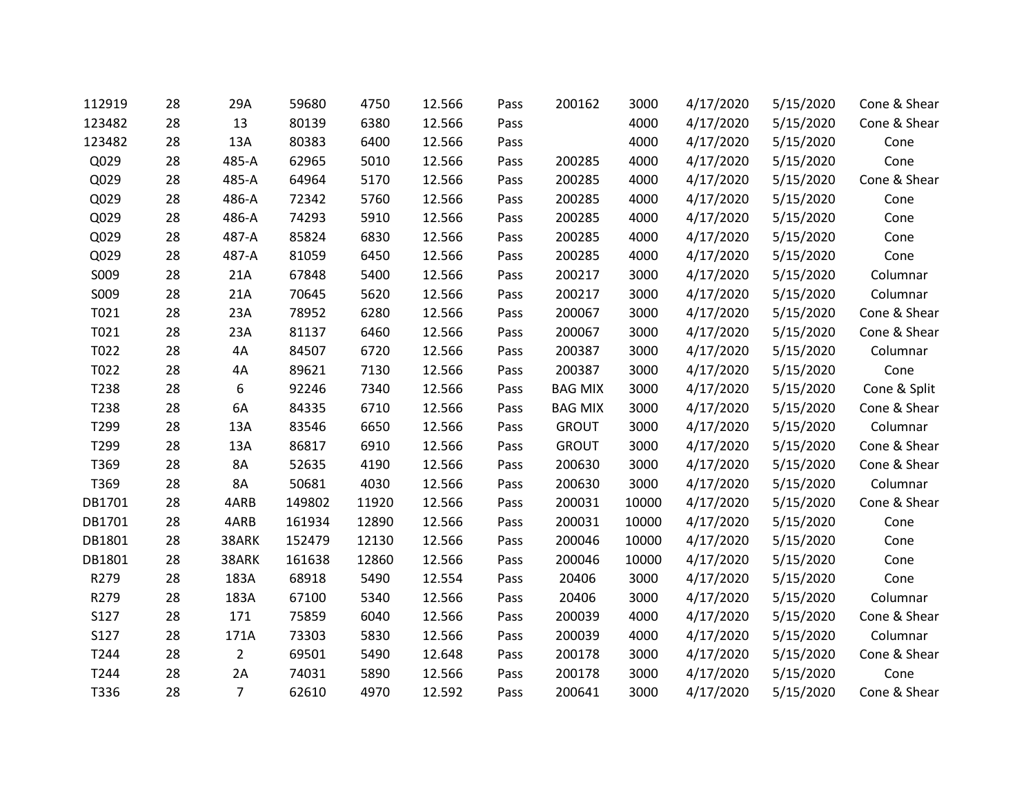| | | | | | | | | | | | |
|---|---|---|---|---|---|---|---|---|---|---|---|
| 112919 | 28 | 29A | 59680 | 4750 | 12.566 | Pass | 200162 | 3000 | 4/17/2020 | 5/15/2020 | Cone & Shear |
| 123482 | 28 | 13 | 80139 | 6380 | 12.566 | Pass | | 4000 | 4/17/2020 | 5/15/2020 | Cone & Shear |
| 123482 | 28 | 13A | 80383 | 6400 | 12.566 | Pass | | 4000 | 4/17/2020 | 5/15/2020 | Cone |
| Q029 | 28 | 485-A | 62965 | 5010 | 12.566 | Pass | 200285 | 4000 | 4/17/2020 | 5/15/2020 | Cone |
| Q029 | 28 | 485-A | 64964 | 5170 | 12.566 | Pass | 200285 | 4000 | 4/17/2020 | 5/15/2020 | Cone & Shear |
| Q029 | 28 | 486-A | 72342 | 5760 | 12.566 | Pass | 200285 | 4000 | 4/17/2020 | 5/15/2020 | Cone |
| Q029 | 28 | 486-A | 74293 | 5910 | 12.566 | Pass | 200285 | 4000 | 4/17/2020 | 5/15/2020 | Cone |
| Q029 | 28 | 487-A | 85824 | 6830 | 12.566 | Pass | 200285 | 4000 | 4/17/2020 | 5/15/2020 | Cone |
| Q029 | 28 | 487-A | 81059 | 6450 | 12.566 | Pass | 200285 | 4000 | 4/17/2020 | 5/15/2020 | Cone |
| S009 | 28 | 21A | 67848 | 5400 | 12.566 | Pass | 200217 | 3000 | 4/17/2020 | 5/15/2020 | Columnar |
| S009 | 28 | 21A | 70645 | 5620 | 12.566 | Pass | 200217 | 3000 | 4/17/2020 | 5/15/2020 | Columnar |
| T021 | 28 | 23A | 78952 | 6280 | 12.566 | Pass | 200067 | 3000 | 4/17/2020 | 5/15/2020 | Cone & Shear |
| T021 | 28 | 23A | 81137 | 6460 | 12.566 | Pass | 200067 | 3000 | 4/17/2020 | 5/15/2020 | Cone & Shear |
| T022 | 28 | 4A | 84507 | 6720 | 12.566 | Pass | 200387 | 3000 | 4/17/2020 | 5/15/2020 | Columnar |
| T022 | 28 | 4A | 89621 | 7130 | 12.566 | Pass | 200387 | 3000 | 4/17/2020 | 5/15/2020 | Cone |
| T238 | 28 | 6 | 92246 | 7340 | 12.566 | Pass | BAG MIX | 3000 | 4/17/2020 | 5/15/2020 | Cone & Split |
| T238 | 28 | 6A | 84335 | 6710 | 12.566 | Pass | BAG MIX | 3000 | 4/17/2020 | 5/15/2020 | Cone & Shear |
| T299 | 28 | 13A | 83546 | 6650 | 12.566 | Pass | GROUT | 3000 | 4/17/2020 | 5/15/2020 | Columnar |
| T299 | 28 | 13A | 86817 | 6910 | 12.566 | Pass | GROUT | 3000 | 4/17/2020 | 5/15/2020 | Cone & Shear |
| T369 | 28 | 8A | 52635 | 4190 | 12.566 | Pass | 200630 | 3000 | 4/17/2020 | 5/15/2020 | Cone & Shear |
| T369 | 28 | 8A | 50681 | 4030 | 12.566 | Pass | 200630 | 3000 | 4/17/2020 | 5/15/2020 | Columnar |
| DB1701 | 28 | 4ARB | 149802 | 11920 | 12.566 | Pass | 200031 | 10000 | 4/17/2020 | 5/15/2020 | Cone & Shear |
| DB1701 | 28 | 4ARB | 161934 | 12890 | 12.566 | Pass | 200031 | 10000 | 4/17/2020 | 5/15/2020 | Cone |
| DB1801 | 28 | 38ARK | 152479 | 12130 | 12.566 | Pass | 200046 | 10000 | 4/17/2020 | 5/15/2020 | Cone |
| DB1801 | 28 | 38ARK | 161638 | 12860 | 12.566 | Pass | 200046 | 10000 | 4/17/2020 | 5/15/2020 | Cone |
| R279 | 28 | 183A | 68918 | 5490 | 12.554 | Pass | 20406 | 3000 | 4/17/2020 | 5/15/2020 | Cone |
| R279 | 28 | 183A | 67100 | 5340 | 12.566 | Pass | 20406 | 3000 | 4/17/2020 | 5/15/2020 | Columnar |
| S127 | 28 | 171 | 75859 | 6040 | 12.566 | Pass | 200039 | 4000 | 4/17/2020 | 5/15/2020 | Cone & Shear |
| S127 | 28 | 171A | 73303 | 5830 | 12.566 | Pass | 200039 | 4000 | 4/17/2020 | 5/15/2020 | Columnar |
| T244 | 28 | 2 | 69501 | 5490 | 12.648 | Pass | 200178 | 3000 | 4/17/2020 | 5/15/2020 | Cone & Shear |
| T244 | 28 | 2A | 74031 | 5890 | 12.566 | Pass | 200178 | 3000 | 4/17/2020 | 5/15/2020 | Cone |
| T336 | 28 | 7 | 62610 | 4970 | 12.592 | Pass | 200641 | 3000 | 4/17/2020 | 5/15/2020 | Cone & Shear |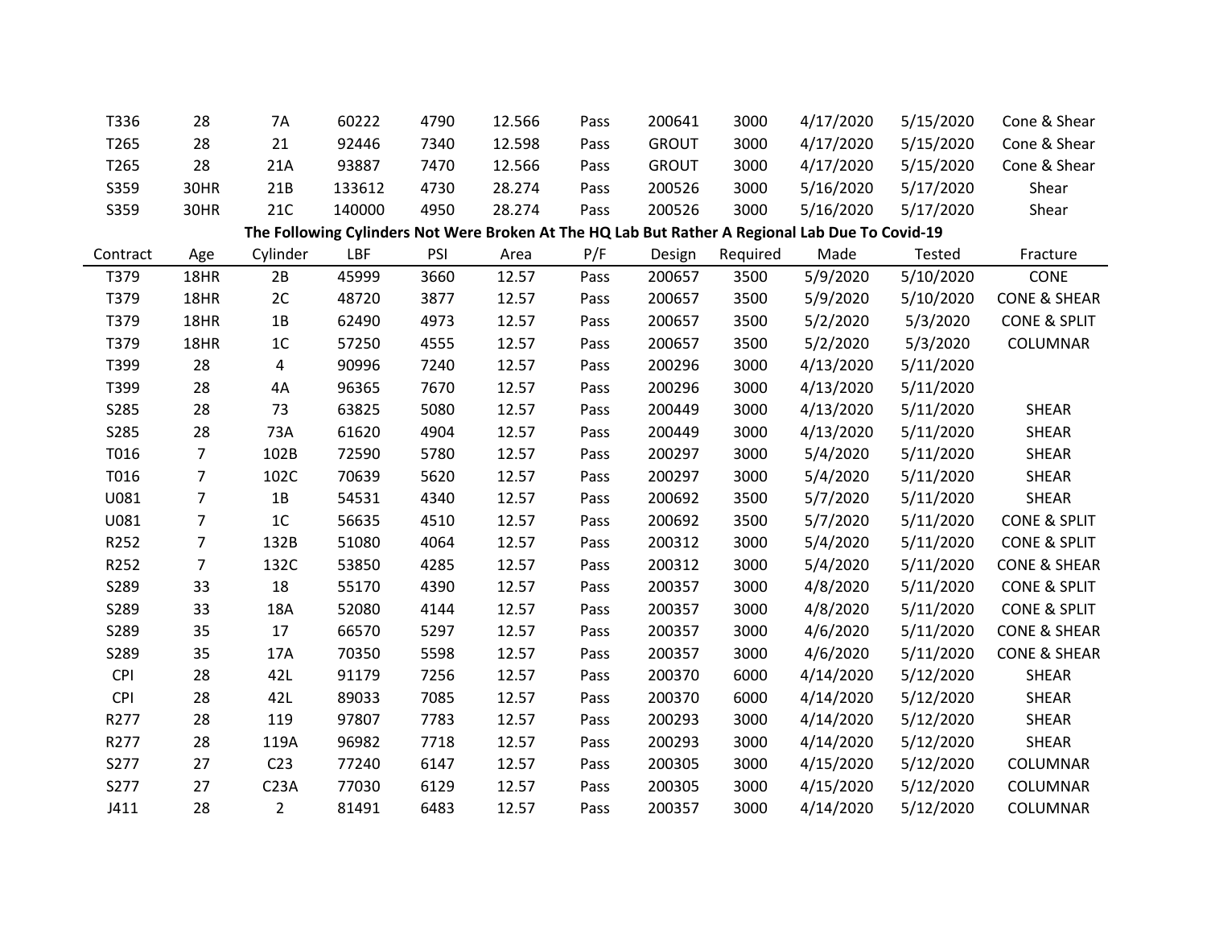| T336 | 28 | 7A | 60222 | 4790 | 12.566 | Pass | 200641 | 3000 | 4/17/2020 | 5/15/2020 | Cone & Shear |
|---|---|---|---|---|---|---|---|---|---|---|---|
| T265 | 28 | 21 | 92446 | 7340 | 12.598 | Pass | GROUT | 3000 | 4/17/2020 | 5/15/2020 | Cone & Shear |
| T265 | 28 | 21A | 93887 | 7470 | 12.566 | Pass | GROUT | 3000 | 4/17/2020 | 5/15/2020 | Cone & Shear |
| S359 | 30HR | 21B | 133612 | 4730 | 28.274 | Pass | 200526 | 3000 | 5/16/2020 | 5/17/2020 | Shear |
| S359 | 30HR | 21C | 140000 | 4950 | 28.274 | Pass | 200526 | 3000 | 5/16/2020 | 5/17/2020 | Shear |

**The Following Cylinders Not Were Broken At The HQ Lab But Rather A Regional Lab Due To Covid-19**

| Contract | Age | Cylinder | LBF | PSI | Area | P/F | Design | Required | Made | Tested | Fracture |
|---|---|---|---|---|---|---|---|---|---|---|---|
| T379 | 18HR | 2B | 45999 | 3660 | 12.57 | Pass | 200657 | 3500 | 5/9/2020 | 5/10/2020 | CONE |
| T379 | 18HR | 2C | 48720 | 3877 | 12.57 | Pass | 200657 | 3500 | 5/9/2020 | 5/10/2020 | CONE & SHEAR |
| T379 | 18HR | 1B | 62490 | 4973 | 12.57 | Pass | 200657 | 3500 | 5/2/2020 | 5/3/2020 | CONE & SPLIT |
| T379 | 18HR | 1C | 57250 | 4555 | 12.57 | Pass | 200657 | 3500 | 5/2/2020 | 5/3/2020 | COLUMNAR |
| T399 | 28 | 4 | 90996 | 7240 | 12.57 | Pass | 200296 | 3000 | 4/13/2020 | 5/11/2020 | |
| T399 | 28 | 4A | 96365 | 7670 | 12.57 | Pass | 200296 | 3000 | 4/13/2020 | 5/11/2020 | |
| S285 | 28 | 73 | 63825 | 5080 | 12.57 | Pass | 200449 | 3000 | 4/13/2020 | 5/11/2020 | SHEAR |
| S285 | 28 | 73A | 61620 | 4904 | 12.57 | Pass | 200449 | 3000 | 4/13/2020 | 5/11/2020 | SHEAR |
| T016 | 7 | 102B | 72590 | 5780 | 12.57 | Pass | 200297 | 3000 | 5/4/2020 | 5/11/2020 | SHEAR |
| T016 | 7 | 102C | 70639 | 5620 | 12.57 | Pass | 200297 | 3000 | 5/4/2020 | 5/11/2020 | SHEAR |
| U081 | 7 | 1B | 54531 | 4340 | 12.57 | Pass | 200692 | 3500 | 5/7/2020 | 5/11/2020 | SHEAR |
| U081 | 7 | 1C | 56635 | 4510 | 12.57 | Pass | 200692 | 3500 | 5/7/2020 | 5/11/2020 | CONE & SPLIT |
| R252 | 7 | 132B | 51080 | 4064 | 12.57 | Pass | 200312 | 3000 | 5/4/2020 | 5/11/2020 | CONE & SPLIT |
| R252 | 7 | 132C | 53850 | 4285 | 12.57 | Pass | 200312 | 3000 | 5/4/2020 | 5/11/2020 | CONE & SHEAR |
| S289 | 33 | 18 | 55170 | 4390 | 12.57 | Pass | 200357 | 3000 | 4/8/2020 | 5/11/2020 | CONE & SPLIT |
| S289 | 33 | 18A | 52080 | 4144 | 12.57 | Pass | 200357 | 3000 | 4/8/2020 | 5/11/2020 | CONE & SPLIT |
| S289 | 35 | 17 | 66570 | 5297 | 12.57 | Pass | 200357 | 3000 | 4/6/2020 | 5/11/2020 | CONE & SHEAR |
| S289 | 35 | 17A | 70350 | 5598 | 12.57 | Pass | 200357 | 3000 | 4/6/2020 | 5/11/2020 | CONE & SHEAR |
| CPI | 28 | 42L | 91179 | 7256 | 12.57 | Pass | 200370 | 6000 | 4/14/2020 | 5/12/2020 | SHEAR |
| CPI | 28 | 42L | 89033 | 7085 | 12.57 | Pass | 200370 | 6000 | 4/14/2020 | 5/12/2020 | SHEAR |
| R277 | 28 | 119 | 97807 | 7783 | 12.57 | Pass | 200293 | 3000 | 4/14/2020 | 5/12/2020 | SHEAR |
| R277 | 28 | 119A | 96982 | 7718 | 12.57 | Pass | 200293 | 3000 | 4/14/2020 | 5/12/2020 | SHEAR |
| S277 | 27 | C23 | 77240 | 6147 | 12.57 | Pass | 200305 | 3000 | 4/15/2020 | 5/12/2020 | COLUMNAR |
| S277 | 27 | C23A | 77030 | 6129 | 12.57 | Pass | 200305 | 3000 | 4/15/2020 | 5/12/2020 | COLUMNAR |
| J411 | 28 | 2 | 81491 | 6483 | 12.57 | Pass | 200357 | 3000 | 4/14/2020 | 5/12/2020 | COLUMNAR |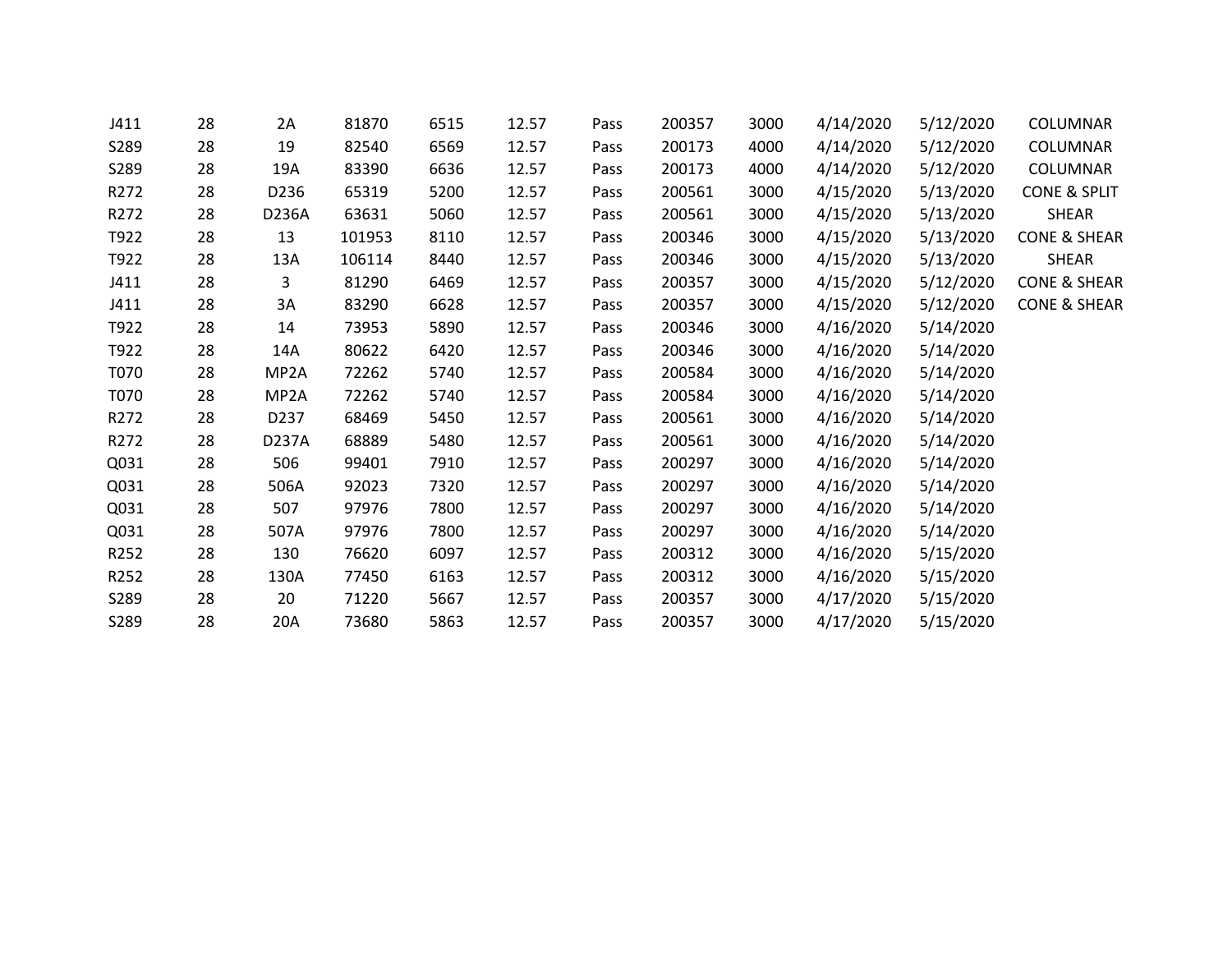| | | | | | | | | | | | | |
|---|---|---|---|---|---|---|---|---|---|---|---|---|
| J411 | 28 | 2A | 81870 | 6515 | 12.57 | Pass | 200357 | 3000 | 4/14/2020 | 5/12/2020 | COLUMNAR |
| S289 | 28 | 19 | 82540 | 6569 | 12.57 | Pass | 200173 | 4000 | 4/14/2020 | 5/12/2020 | COLUMNAR |
| S289 | 28 | 19A | 83390 | 6636 | 12.57 | Pass | 200173 | 4000 | 4/14/2020 | 5/12/2020 | COLUMNAR |
| R272 | 28 | D236 | 65319 | 5200 | 12.57 | Pass | 200561 | 3000 | 4/15/2020 | 5/13/2020 | CONE & SPLIT |
| R272 | 28 | D236A | 63631 | 5060 | 12.57 | Pass | 200561 | 3000 | 4/15/2020 | 5/13/2020 | SHEAR |
| T922 | 28 | 13 | 101953 | 8110 | 12.57 | Pass | 200346 | 3000 | 4/15/2020 | 5/13/2020 | CONE & SHEAR |
| T922 | 28 | 13A | 106114 | 8440 | 12.57 | Pass | 200346 | 3000 | 4/15/2020 | 5/13/2020 | SHEAR |
| J411 | 28 | 3 | 81290 | 6469 | 12.57 | Pass | 200357 | 3000 | 4/15/2020 | 5/12/2020 | CONE & SHEAR |
| J411 | 28 | 3A | 83290 | 6628 | 12.57 | Pass | 200357 | 3000 | 4/15/2020 | 5/12/2020 | CONE & SHEAR |
| T922 | 28 | 14 | 73953 | 5890 | 12.57 | Pass | 200346 | 3000 | 4/16/2020 | 5/14/2020 | |
| T922 | 28 | 14A | 80622 | 6420 | 12.57 | Pass | 200346 | 3000 | 4/16/2020 | 5/14/2020 | |
| T070 | 28 | MP2A | 72262 | 5740 | 12.57 | Pass | 200584 | 3000 | 4/16/2020 | 5/14/2020 | |
| T070 | 28 | MP2A | 72262 | 5740 | 12.57 | Pass | 200584 | 3000 | 4/16/2020 | 5/14/2020 | |
| R272 | 28 | D237 | 68469 | 5450 | 12.57 | Pass | 200561 | 3000 | 4/16/2020 | 5/14/2020 | |
| R272 | 28 | D237A | 68889 | 5480 | 12.57 | Pass | 200561 | 3000 | 4/16/2020 | 5/14/2020 | |
| Q031 | 28 | 506 | 99401 | 7910 | 12.57 | Pass | 200297 | 3000 | 4/16/2020 | 5/14/2020 | |
| Q031 | 28 | 506A | 92023 | 7320 | 12.57 | Pass | 200297 | 3000 | 4/16/2020 | 5/14/2020 | |
| Q031 | 28 | 507 | 97976 | 7800 | 12.57 | Pass | 200297 | 3000 | 4/16/2020 | 5/14/2020 | |
| Q031 | 28 | 507A | 97976 | 7800 | 12.57 | Pass | 200297 | 3000 | 4/16/2020 | 5/14/2020 | |
| R252 | 28 | 130 | 76620 | 6097 | 12.57 | Pass | 200312 | 3000 | 4/16/2020 | 5/15/2020 | |
| R252 | 28 | 130A | 77450 | 6163 | 12.57 | Pass | 200312 | 3000 | 4/16/2020 | 5/15/2020 | |
| S289 | 28 | 20 | 71220 | 5667 | 12.57 | Pass | 200357 | 3000 | 4/17/2020 | 5/15/2020 | |
| S289 | 28 | 20A | 73680 | 5863 | 12.57 | Pass | 200357 | 3000 | 4/17/2020 | 5/15/2020 | |